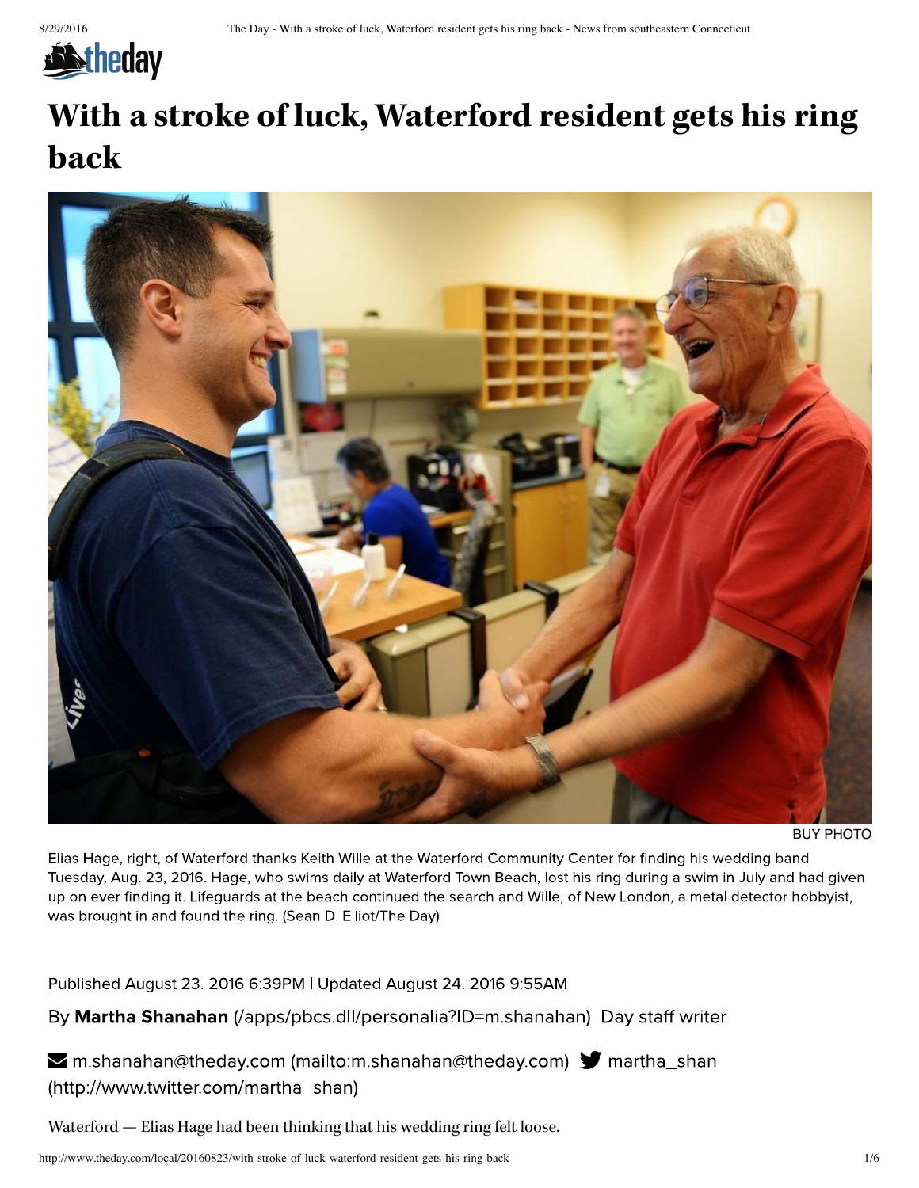# With a stroke of luck, Waterford resident gets his ring back

BUY PHOTO

Elias Hage, right, of Waterford thanks Keith Wille at the Waterford Community Center for finding his wedding band Tuesday, Aug. 23, 2016. Hage, who swims daily at Waterford Town Beach, lost his ring during a swim in July and had given up on ever finding it. Lifeguards at the beach continued the search and Wille, of New London, a metal detector hobbyist, was brought in and found the ring. (Sean D. Elliot/The Day)

Published August 23. 2016 6:39PM | Updated August 24. 2016 9:55AM

By **Martha Shanahan** (/apps/pbcs.dll/personalia?ID=m.shanahan) Day staff writer

m.shanahan@theday.com (mailto:m.shanahan@theday.com) martha_shan (http://www.twitter.com/martha_shan)

Waterford — Elias Hage had been thinking that his wedding ring felt loose.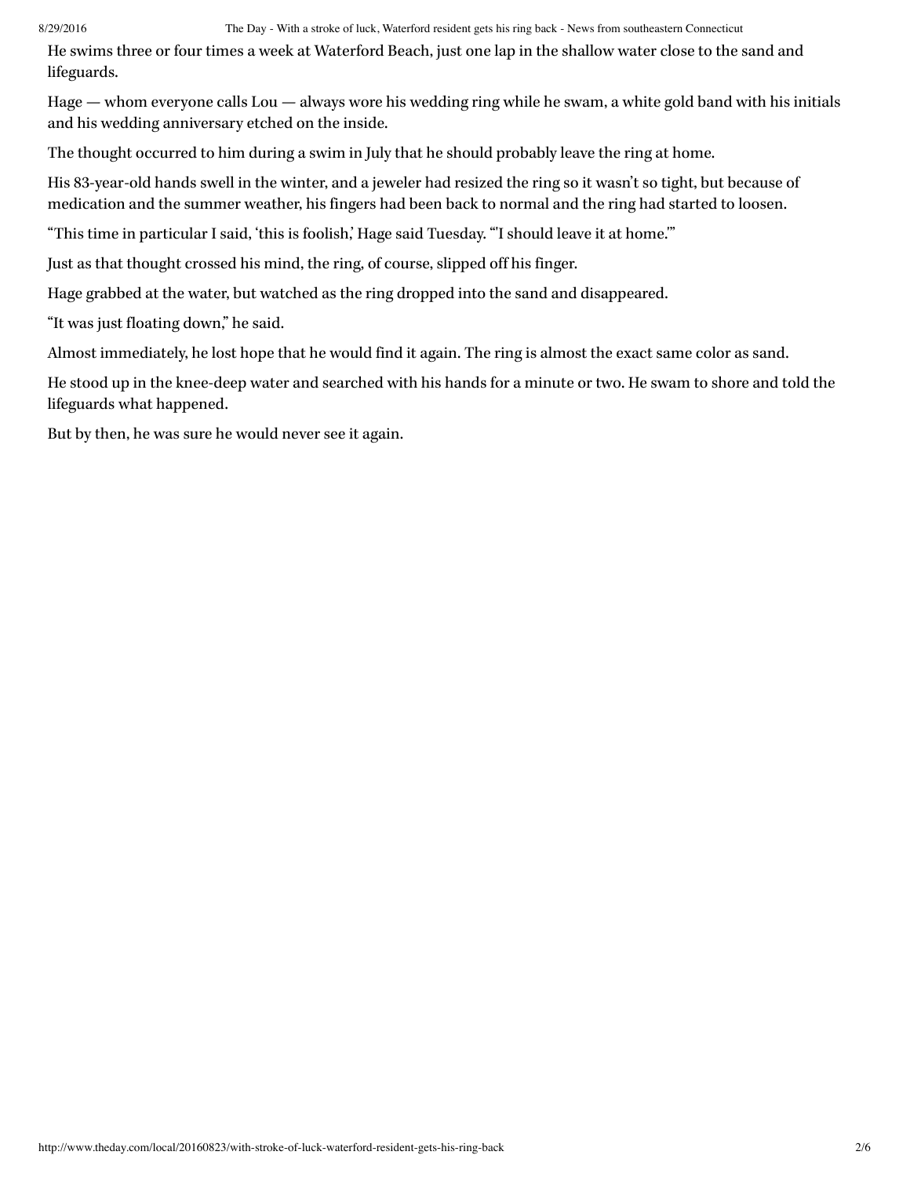He swims three or four times a week at Waterford Beach, just one lap in the shallow water close to the sand and lifeguards.

Hage — whom everyone calls Lou — always wore his wedding ring while he swam, a white gold band with his initials and his wedding anniversary etched on the inside.

The thought occurred to him during a swim in July that he should probably leave the ring at home.

His 83-year-old hands swell in the winter, and a jeweler had resized the ring so it wasn't so tight, but because of medication and the summer weather, his fingers had been back to normal and the ring had started to loosen.

"This time in particular I said, 'this is foolish,' Hage said Tuesday. "'I should leave it at home.'"

Just as that thought crossed his mind, the ring, of course, slipped off his finger.

Hage grabbed at the water, but watched as the ring dropped into the sand and disappeared.

"It was just floating down," he said.

Almost immediately, he lost hope that he would find it again. The ring is almost the exact same color as sand.

He stood up in the knee-deep water and searched with his hands for a minute or two. He swam to shore and told the lifeguards what happened.

But by then, he was sure he would never see it again.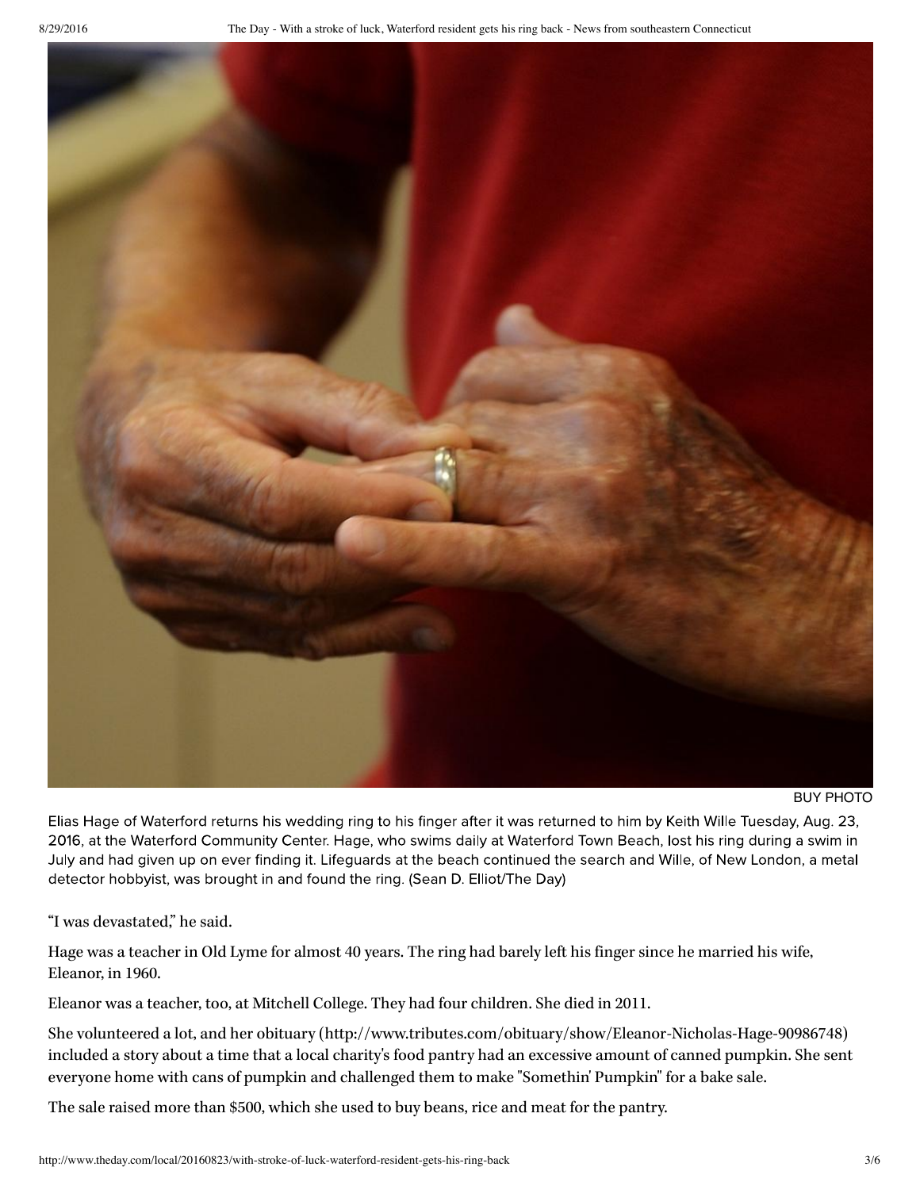BUY PHOTO

Elias Hage of Waterford returns his wedding ring to his finger after it was returned to him by Keith Wille Tuesday, Aug. 23, 2016, at the Waterford Community Center. Hage, who swims daily at Waterford Town Beach, lost his ring during a swim in July and had given up on ever finding it. Lifeguards at the beach continued the search and Wille, of New London, a metal detector hobbyist, was brought in and found the ring. (Sean D. Elliot/The Day)

"I was devastated," he said.

Hage was a teacher in Old Lyme for almost 40 years. The ring had barely left his finger since he married his wife, Eleanor, in 1960.

Eleanor was a teacher, too, at Mitchell College. They had four children. She died in 2011.

She volunteered a lot, and her obituary (http://www.tributes.com/obituary/show/Eleanor-Nicholas-Hage-90986748) included a story about a time that a local charity's food pantry had an excessive amount of canned pumpkin. She sent everyone home with cans of pumpkin and challenged them to make "Somethin' Pumpkin" for a bake sale.

The sale raised more than $500, which she used to buy beans, rice and meat for the pantry.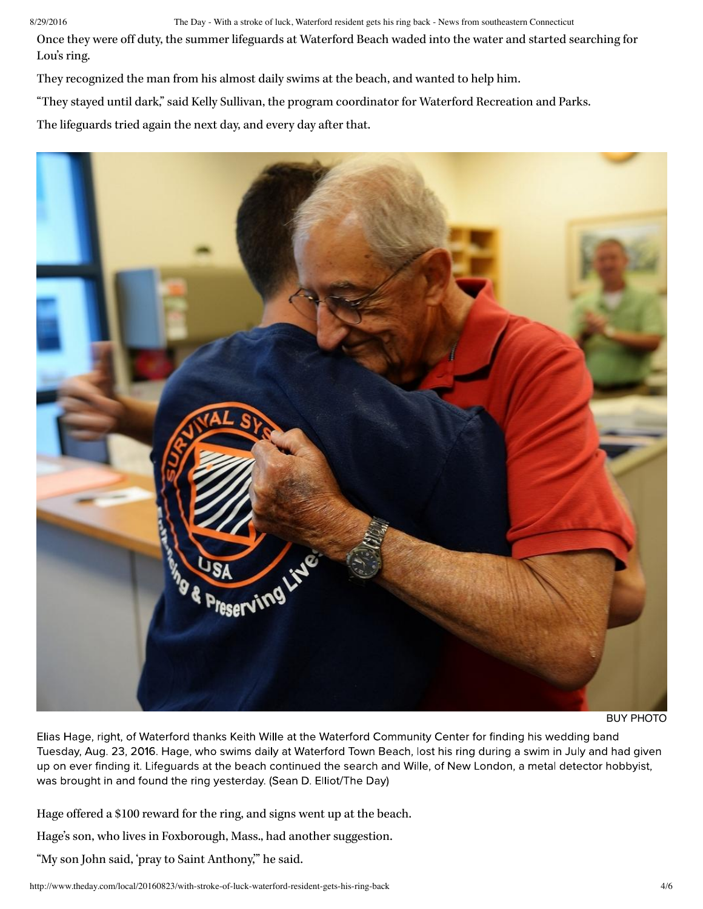Once they were off duty, the summer lifeguards at Waterford Beach waded into the water and started searching for Lou's ring.

They recognized the man from his almost daily swims at the beach, and wanted to help him.

"They stayed until dark," said Kelly Sullivan, the program coordinator for Waterford Recreation and Parks.

The lifeguards tried again the next day, and every day after that.

BUY PHOTO

Elias Hage, right, of Waterford thanks Keith Wille at the Waterford Community Center for finding his wedding band Tuesday, Aug. 23, 2016. Hage, who swims daily at Waterford Town Beach, lost his ring during a swim in July and had given up on ever finding it. Lifeguards at the beach continued the search and Wille, of New London, a metal detector hobbyist, was brought in and found the ring yesterday. (Sean D. Elliot/The Day)

Hage offered a $100 reward for the ring, and signs went up at the beach.

Hage's son, who lives in Foxborough, Mass., had another suggestion.

"My son John said, 'pray to Saint Anthony,'" he said.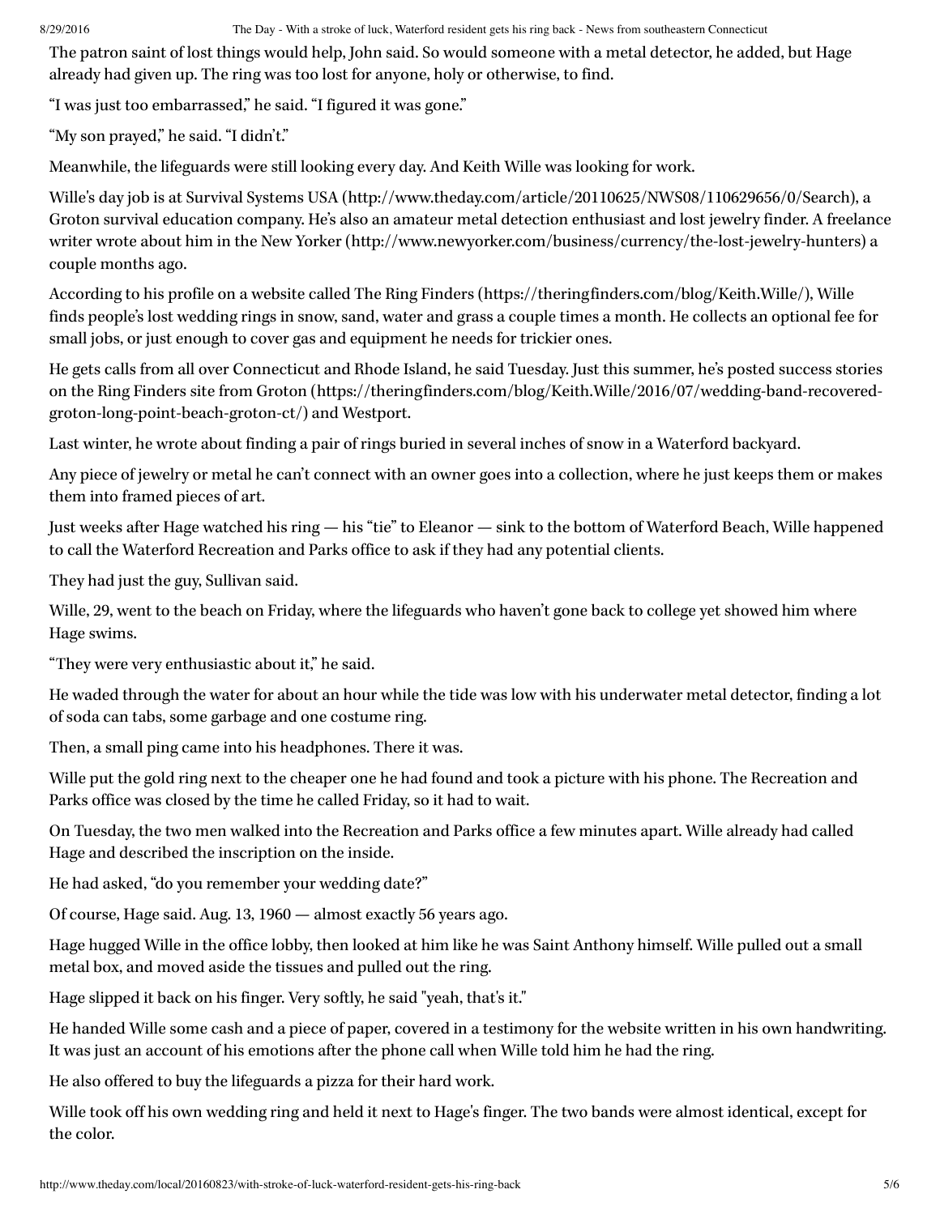The patron saint of lost things would help, John said. So would someone with a metal detector, he added, but Hage already had given up. The ring was too lost for anyone, holy or otherwise, to find.

"I was just too embarrassed," he said. "I figured it was gone."

"My son prayed," he said. "I didn't."

Meanwhile, the lifeguards were still looking every day. And Keith Wille was looking for work.

Wille's day job is at Survival Systems USA (http://www.theday.com/article/20110625/NWS08/110629656/0/Search), a Groton survival education company. He's also an amateur metal detection enthusiast and lost jewelry finder. A freelance writer wrote about him in the New Yorker (http://www.newyorker.com/business/currency/the-lost-jewelry-hunters) a couple months ago.

According to his profile on a website called The Ring Finders (https://theringfinders.com/blog/Keith.Wille/), Wille finds people's lost wedding rings in snow, sand, water and grass a couple times a month. He collects an optional fee for small jobs, or just enough to cover gas and equipment he needs for trickier ones.

He gets calls from all over Connecticut and Rhode Island, he said Tuesday. Just this summer, he's posted success stories on the Ring Finders site from Groton (https://theringfinders.com/blog/Keith.Wille/2016/07/wedding-band-recovered-groton-long-point-beach-groton-ct/) and Westport.

Last winter, he wrote about finding a pair of rings buried in several inches of snow in a Waterford backyard.

Any piece of jewelry or metal he can't connect with an owner goes into a collection, where he just keeps them or makes them into framed pieces of art.

Just weeks after Hage watched his ring — his "tie" to Eleanor — sink to the bottom of Waterford Beach, Wille happened to call the Waterford Recreation and Parks office to ask if they had any potential clients.

They had just the guy, Sullivan said.

Wille, 29, went to the beach on Friday, where the lifeguards who haven't gone back to college yet showed him where Hage swims.

"They were very enthusiastic about it," he said.

He waded through the water for about an hour while the tide was low with his underwater metal detector, finding a lot of soda can tabs, some garbage and one costume ring.

Then, a small ping came into his headphones. There it was.

Wille put the gold ring next to the cheaper one he had found and took a picture with his phone. The Recreation and Parks office was closed by the time he called Friday, so it had to wait.

On Tuesday, the two men walked into the Recreation and Parks office a few minutes apart. Wille already had called Hage and described the inscription on the inside.

He had asked, "do you remember your wedding date?"

Of course, Hage said. Aug. 13, 1960 — almost exactly 56 years ago.

Hage hugged Wille in the office lobby, then looked at him like he was Saint Anthony himself. Wille pulled out a small metal box, and moved aside the tissues and pulled out the ring.

Hage slipped it back on his finger. Very softly, he said "yeah, that's it."

He handed Wille some cash and a piece of paper, covered in a testimony for the website written in his own handwriting. It was just an account of his emotions after the phone call when Wille told him he had the ring.

He also offered to buy the lifeguards a pizza for their hard work.

Wille took off his own wedding ring and held it next to Hage's finger. The two bands were almost identical, except for the color.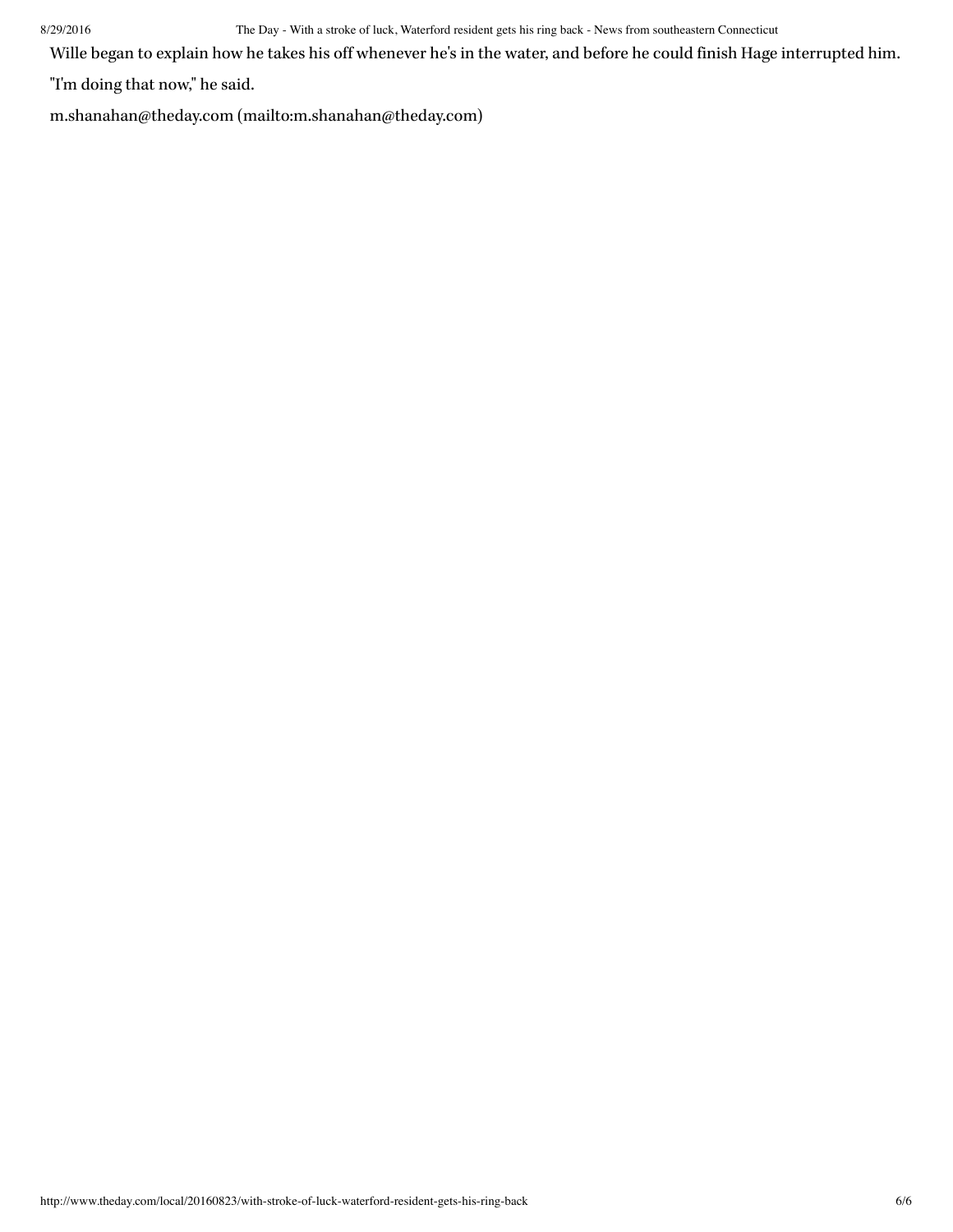Wille began to explain how he takes his off whenever he's in the water, and before he could finish Hage interrupted him.

"I'm doing that now," he said.

m.shanahan@theday.com (mailto:m.shanahan@theday.com)